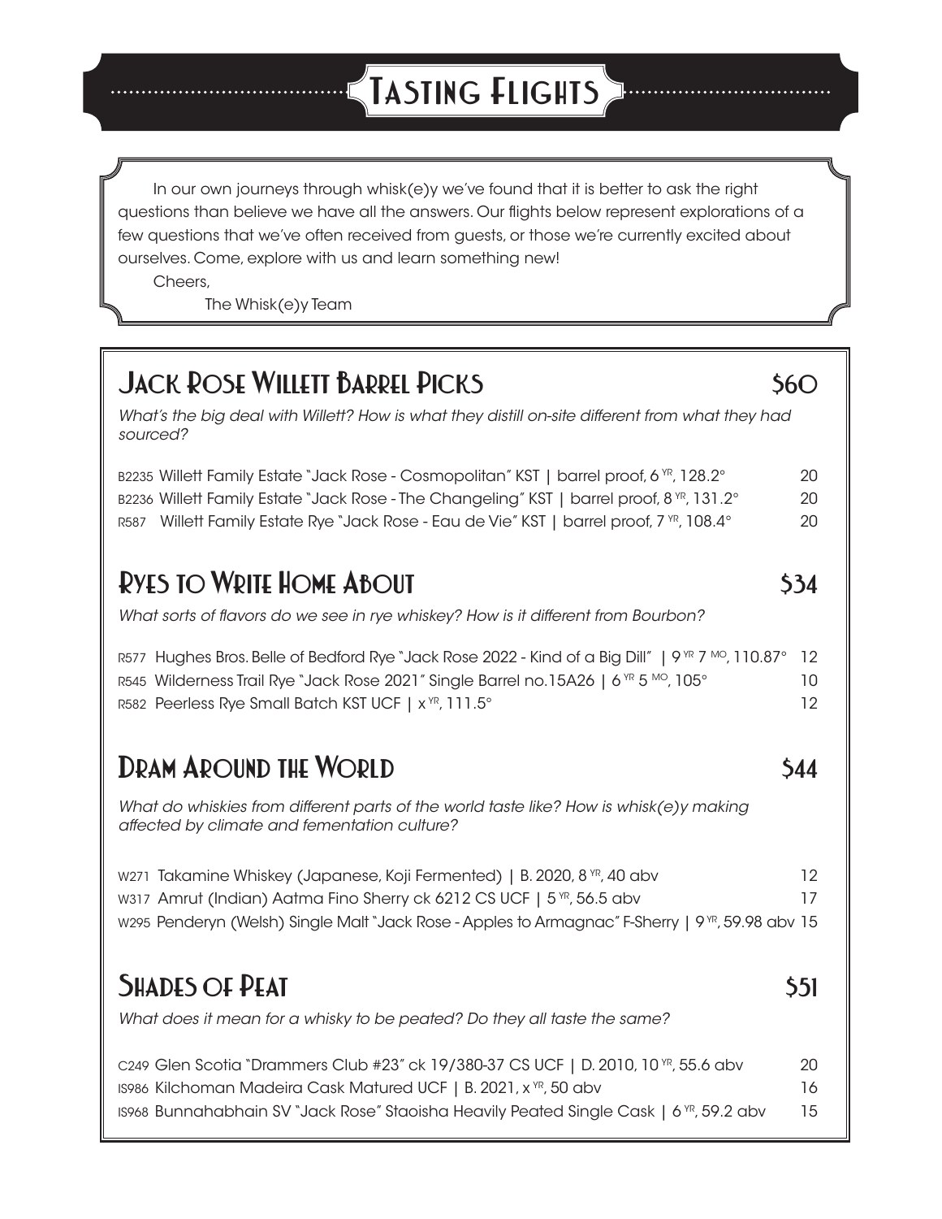# Tasting Flights

In our own journeys through whisk(e)y we've found that it is better to ask the right questions than believe we have all the answers. Our flights below represent explorations of a few questions that we've often received from guests, or those we're currently excited about ourselves. Come, explore with us and learn something new!

Cheers,

The Whisk(e)y Team

## Jack Rose Willett Barrel Picks — $60

*What's the big deal with Willett? How is what they distill on-site different from what they had sourced?*

- B2235 Willett Family Estate "Jack Rose - Cosmopolitan" KST | barrel proof, 6 YR, 128.2° — 20
- B2236 Willett Family Estate "Jack Rose - The Changeling" KST | barrel proof, 8 YR, 131.2° — 20
- R587 Willett Family Estate Rye "Jack Rose - Eau de Vie" KST | barrel proof, 7 YR, 108.4° — 20

## Ryes to Write Home About — $34

*What sorts of flavors do we see in rye whiskey? How is it different from Bourbon?*

- R577 Hughes Bros. Belle of Bedford Rye "Jack Rose 2022 - Kind of a Big Dill" | 9 YR 7 MO, 110.87° — 12
- R545 Wilderness Trail Rye "Jack Rose 2021" Single Barrel no.15A26 | 6 YR 5 MO, 105° — 10
- R582 Peerless Rye Small Batch KST UCF | x YR, 111.5° — 12

## Dram Around the World — $44

*What do whiskies from different parts of the world taste like? How is whisk(e)y making affected by climate and fementation culture?*

- W271 Takamine Whiskey (Japanese, Koji Fermented) | B. 2020, 8 YR, 40 abv — 12
- W317 Amrut (Indian) Aatma Fino Sherry ck 6212 CS UCF | 5 YR, 56.5 abv — 17
- W295 Penderyn (Welsh) Single Malt "Jack Rose - Apples to Armagnac" F-Sherry | 9 YR, 59.98 abv — 15

## Shades of Peat — $51

*What does it mean for a whisky to be peated? Do they all taste the same?*

- C249 Glen Scotia "Drammers Club #23" ck 19/380-37 CS UCF | D. 2010, 10 YR, 55.6 abv — 20
- IS986 Kilchoman Madeira Cask Matured UCF | B. 2021, x YR, 50 abv — 16
- IS968 Bunnahabhain SV "Jack Rose" Staoisha Heavily Peated Single Cask | 6 YR, 59.2 abv — 15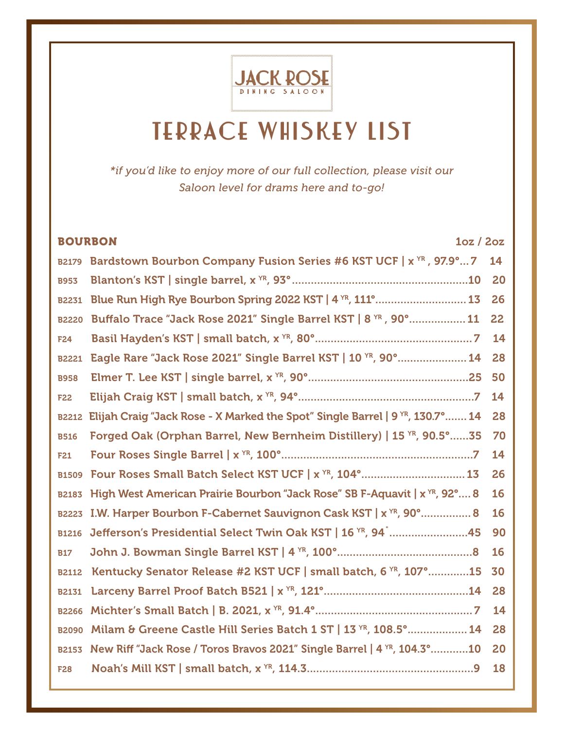JACK ROSE
DINING SALOON

# TERRACE WHISKEY LIST

*\*if you'd like to enjoy more of our full collection, please visit our Saloon level for drams here and to-go!*

## BOURBON

| Code | Whiskey | 1oz | 2oz |
|---|---|---|---|
| B2179 | Bardstown Bourbon Company Fusion Series #6 KST UCF \| x YR , 97.9° | 7 | 14 |
| B953 | Blanton's KST \| single barrel, x YR, 93° | 10 | 20 |
| B2231 | Blue Run High Rye Bourbon Spring 2022 KST \| 4 YR, 111° | 13 | 26 |
| B2220 | Buffalo Trace "Jack Rose 2021" Single Barrel KST \| 8 YR , 90° | 11 | 22 |
| F24 | Basil Hayden's KST \| small batch, x YR, 80° | 7 | 14 |
| B2221 | Eagle Rare "Jack Rose 2021" Single Barrel KST \| 10 YR, 90° | 14 | 28 |
| B958 | Elmer T. Lee KST \| single barrel, x YR, 90° | 25 | 50 |
| F22 | Elijah Craig KST \| small batch, x YR, 94° | 7 | 14 |
| B2212 | Elijah Craig "Jack Rose - X Marked the Spot" Single Barrel \| 9 YR, 130.7° | 14 | 28 |
| B516 | Forged Oak (Orphan Barrel, New Bernheim Distillery) \| 15 YR, 90.5° | 35 | 70 |
| F21 | Four Roses Single Barrel \| x YR, 100° | 7 | 14 |
| B1509 | Four Roses Small Batch Select KST UCF \| x YR, 104° | 13 | 26 |
| B2183 | High West American Prairie Bourbon "Jack Rose" SB F-Aquavit \| x YR, 92° | 8 | 16 |
| B2223 | I.W. Harper Bourbon F-Cabernet Sauvignon Cask KST \| x YR, 90° | 8 | 16 |
| B1216 | Jefferson's Presidential Select Twin Oak KST \| 16 YR, 94° | 45 | 90 |
| B17 | John J. Bowman Single Barrel KST \| 4 YR, 100° | 8 | 16 |
| B2112 | Kentucky Senator Release #2 KST UCF \| small batch, 6 YR, 107° | 15 | 30 |
| B2131 | Larceny Barrel Proof Batch B521 \| x YR, 121° | 14 | 28 |
| B2266 | Michter's Small Batch \| B. 2021, x YR, 91.4° | 7 | 14 |
| B2090 | Milam & Greene Castle Hill Series Batch 1 ST \| 13 YR, 108.5° | 14 | 28 |
| B2153 | New Riff "Jack Rose / Toros Bravos 2021" Single Barrel \| 4 YR, 104.3° | 10 | 20 |
| F28 | Noah's Mill KST \| small batch, x YR, 114.3 | 9 | 18 |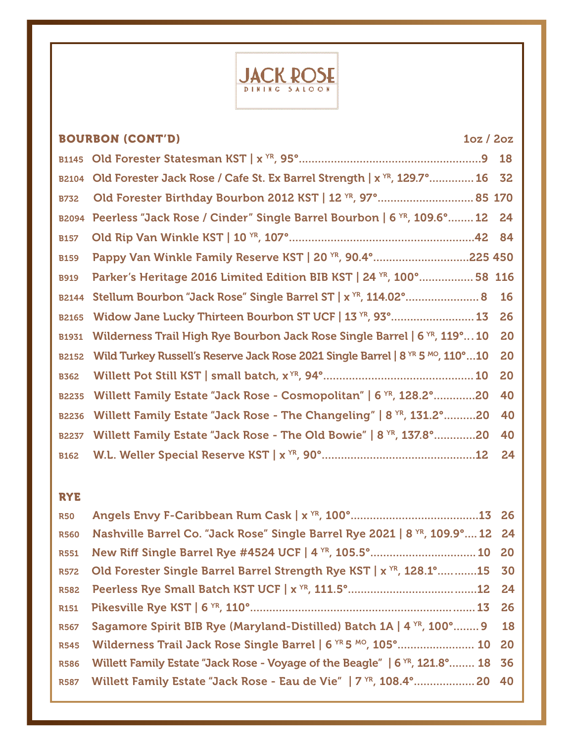# JACK ROSE
DINING SALOON

## BOURBON (CONT'D)

| Code | Item | 1oz | 2oz |
|---|---|---|---|
| B1145 | Old Forester Statesman KST \| x YR, 95° | 9 | 18 |
| B2104 | Old Forester Jack Rose / Cafe St. Ex Barrel Strength \| x YR, 129.7° | 16 | 32 |
| B732 | Old Forester Birthday Bourbon 2012 KST \| 12 YR, 97° | 85 | 170 |
| B2094 | Peerless "Jack Rose / Cinder" Single Barrel Bourbon \| 6 YR, 109.6° | 12 | 24 |
| B157 | Old Rip Van Winkle KST \| 10 YR, 107° | 42 | 84 |
| B159 | Pappy Van Winkle Family Reserve KST \| 20 YR, 90.4° | 225 | 450 |
| B919 | Parker's Heritage 2016 Limited Edition BIB KST \| 24 YR, 100° | 58 | 116 |
| B2144 | Stellum Bourbon "Jack Rose" Single Barrel ST \| x YR, 114.02° | 8 | 16 |
| B2165 | Widow Jane Lucky Thirteen Bourbon ST UCF \| 13 YR, 93° | 13 | 26 |
| B1931 | Wilderness Trail High Rye Bourbon Jack Rose Single Barrel \| 6 YR, 119° | 10 | 20 |
| B2152 | Wild Turkey Russell's Reserve Jack Rose 2021 Single Barrel \| 8 YR 5 MO, 110° | 10 | 20 |
| B362 | Willett Pot Still KST \| small batch, x YR, 94° | 10 | 20 |
| B2235 | Willett Family Estate "Jack Rose - Cosmopolitan" \| 6 YR, 128.2° | 20 | 40 |
| B2236 | Willett Family Estate "Jack Rose - The Changeling" \| 8 YR, 131.2° | 20 | 40 |
| B2237 | Willett Family Estate "Jack Rose - The Old Bowie" \| 8 YR, 137.8° | 20 | 40 |
| B162 | W.L. Weller Special Reserve KST \| x YR, 90° | 12 | 24 |

## RYE

| Code | Item | 1oz | 2oz |
|---|---|---|---|
| R50 | Angels Envy F-Caribbean Rum Cask \| x YR, 100° | 13 | 26 |
| R560 | Nashville Barrel Co. "Jack Rose" Single Barrel Rye 2021 \| 8 YR, 109.9° | 12 | 24 |
| R551 | New Riff Single Barrel Rye #4524 UCF \| 4 YR, 105.5° | 10 | 20 |
| R572 | Old Forester Single Barrel Barrel Strength Rye KST \| x YR, 128.1° | 15 | 30 |
| R582 | Peerless Rye Small Batch KST UCF \| x YR, 111.5° | 12 | 24 |
| R151 | Pikesville Rye KST \| 6 YR, 110° | 13 | 26 |
| R567 | Sagamore Spirit BIB Rye (Maryland-Distilled) Batch 1A \| 4 YR, 100° | 9 | 18 |
| R545 | Wilderness Trail Jack Rose Single Barrel \| 6 YR 5 MO, 105° | 10 | 20 |
| R586 | Willett Family Estate "Jack Rose - Voyage of the Beagle" \| 6 YR, 121.8° | 18 | 36 |
| R587 | Willett Family Estate "Jack Rose - Eau de Vie" \| 7 YR, 108.4° | 20 | 40 |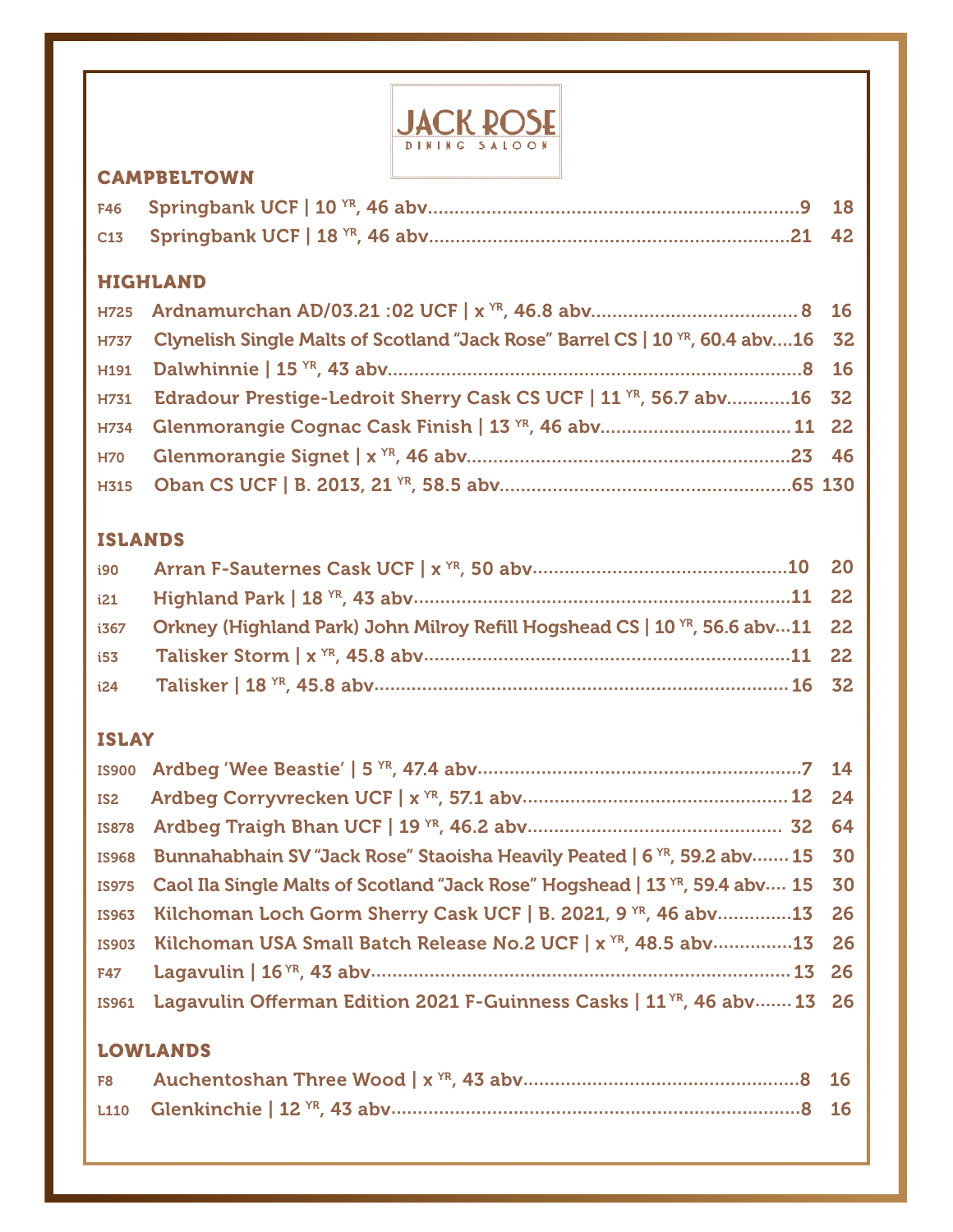# JACK ROSE
DINING SALOON

## CAMPBELTOWN

| Code | Whisky | Price 1 | Price 2 |
|---|---|---|---|
| F46 | Springbank UCF \| 10 YR, 46 abv | 9 | 18 |
| C13 | Springbank UCF \| 18 YR, 46 abv | 21 | 42 |

## HIGHLAND

| Code | Whisky | Price 1 | Price 2 |
|---|---|---|---|
| H725 | Ardnamurchan AD/03.21 :02 UCF \| x YR, 46.8 abv | 8 | 16 |
| H737 | Clynelish Single Malts of Scotland "Jack Rose" Barrel CS \| 10 YR, 60.4 abv | 16 | 32 |
| H191 | Dalwhinnie \| 15 YR, 43 abv | 8 | 16 |
| H731 | Edradour Prestige-Ledroit Sherry Cask CS UCF \| 11 YR, 56.7 abv | 16 | 32 |
| H734 | Glenmorangie Cognac Cask Finish \| 13 YR, 46 abv | 11 | 22 |
| H70 | Glenmorangie Signet \| x YR, 46 abv | 23 | 46 |
| H315 | Oban CS UCF \| B. 2013, 21 YR, 58.5 abv | 65 | 130 |

## ISLANDS

| Code | Whisky | Price 1 | Price 2 |
|---|---|---|---|
| i90 | Arran F-Sauternes Cask UCF \| x YR, 50 abv | 10 | 20 |
| i21 | Highland Park \| 18 YR, 43 abv | 11 | 22 |
| i367 | Orkney (Highland Park) John Milroy Refill Hogshead CS \| 10 YR, 56.6 abv | 11 | 22 |
| i53 | Talisker Storm \| x YR, 45.8 abv | 11 | 22 |
| i24 | Talisker \| 18 YR, 45.8 abv | 16 | 32 |

## ISLAY

| Code | Whisky | Price 1 | Price 2 |
|---|---|---|---|
| IS900 | Ardbeg 'Wee Beastie' \| 5 YR, 47.4 abv | 7 | 14 |
| IS2 | Ardbeg Corryvrecken UCF \| x YR, 57.1 abv | 12 | 24 |
| IS878 | Ardbeg Traigh Bhan UCF \| 19 YR, 46.2 abv | 32 | 64 |
| IS968 | Bunnahabhain SV "Jack Rose" Staoisha Heavily Peated \| 6 YR, 59.2 abv | 15 | 30 |
| IS975 | Caol Ila Single Malts of Scotland "Jack Rose" Hogshead \| 13 YR, 59.4 abv | 15 | 30 |
| IS963 | Kilchoman Loch Gorm Sherry Cask UCF \| B. 2021, 9 YR, 46 abv | 13 | 26 |
| IS903 | Kilchoman USA Small Batch Release No.2 UCF \| x YR, 48.5 abv | 13 | 26 |
| F47 | Lagavulin \| 16 YR, 43 abv | 13 | 26 |
| IS961 | Lagavulin Offerman Edition 2021 F-Guinness Casks \| 11 YR, 46 abv | 13 | 26 |

## LOWLANDS

| Code | Whisky | Price 1 | Price 2 |
|---|---|---|---|
| F8 | Auchentoshan Three Wood \| x YR, 43 abv | 8 | 16 |
| L110 | Glenkinchie \| 12 YR, 43 abv | 8 | 16 |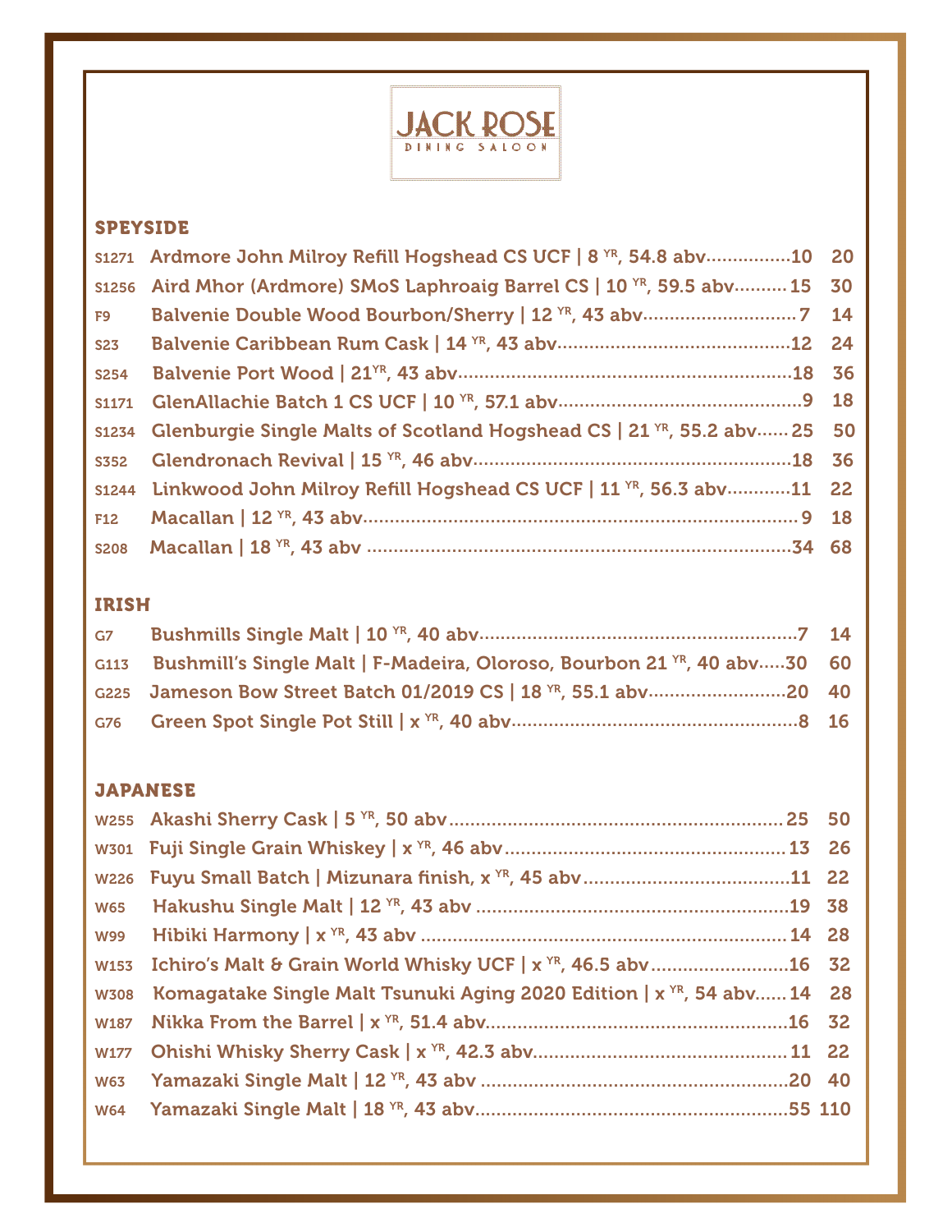JACK ROSE
DINING SALOON

## SPEYSIDE

| | | | |
|---|---|---|---|
| S1271 | Ardmore John Milroy Refill Hogshead CS UCF \| 8 YR, 54.8 abv | 10 | 20 |
| S1256 | Aird Mhor (Ardmore) SMoS Laphroaig Barrel CS \| 10 YR, 59.5 abv | 15 | 30 |
| F9 | Balvenie Double Wood Bourbon/Sherry \| 12 YR, 43 abv | 7 | 14 |
| S23 | Balvenie Caribbean Rum Cask \| 14 YR, 43 abv | 12 | 24 |
| S254 | Balvenie Port Wood \| 21YR, 43 abv | 18 | 36 |
| S1171 | GlenAllachie Batch 1 CS UCF \| 10 YR, 57.1 abv | 9 | 18 |
| S1234 | Glenburgie Single Malts of Scotland Hogshead CS \| 21 YR, 55.2 abv | 25 | 50 |
| S352 | Glendronach Revival \| 15 YR, 46 abv | 18 | 36 |
| S1244 | Linkwood John Milroy Refill Hogshead CS UCF \| 11 YR, 56.3 abv | 11 | 22 |
| F12 | Macallan \| 12 YR, 43 abv | 9 | 18 |
| S208 | Macallan \| 18 YR, 43 abv | 34 | 68 |

## IRISH

| | | | |
|---|---|---|---|
| G7 | Bushmills Single Malt \| 10 YR, 40 abv | 7 | 14 |
| G113 | Bushmill's Single Malt \| F-Madeira, Oloroso, Bourbon 21 YR, 40 abv | 30 | 60 |
| G225 | Jameson Bow Street Batch 01/2019 CS \| 18 YR, 55.1 abv | 20 | 40 |
| G76 | Green Spot Single Pot Still \| x YR, 40 abv | 8 | 16 |

## JAPANESE

| | | | |
|---|---|---|---|
| W255 | Akashi Sherry Cask \| 5 YR, 50 abv | 25 | 50 |
| W301 | Fuji Single Grain Whiskey \| x YR, 46 abv | 13 | 26 |
| W226 | Fuyu Small Batch \| Mizunara finish, x YR, 45 abv | 11 | 22 |
| W65 | Hakushu Single Malt \| 12 YR, 43 abv | 19 | 38 |
| W99 | Hibiki Harmony \| x YR, 43 abv | 14 | 28 |
| W153 | Ichiro's Malt & Grain World Whisky UCF \| x YR, 46.5 abv | 16 | 32 |
| W308 | Komagatake Single Malt Tsunuki Aging 2020 Edition \| x YR, 54 abv | 14 | 28 |
| W187 | Nikka From the Barrel \| x YR, 51.4 abv | 16 | 32 |
| W177 | Ohishi Whisky Sherry Cask \| x YR, 42.3 abv | 11 | 22 |
| W63 | Yamazaki Single Malt \| 12 YR, 43 abv | 20 | 40 |
| W64 | Yamazaki Single Malt \| 18 YR, 43 abv | 55 | 110 |